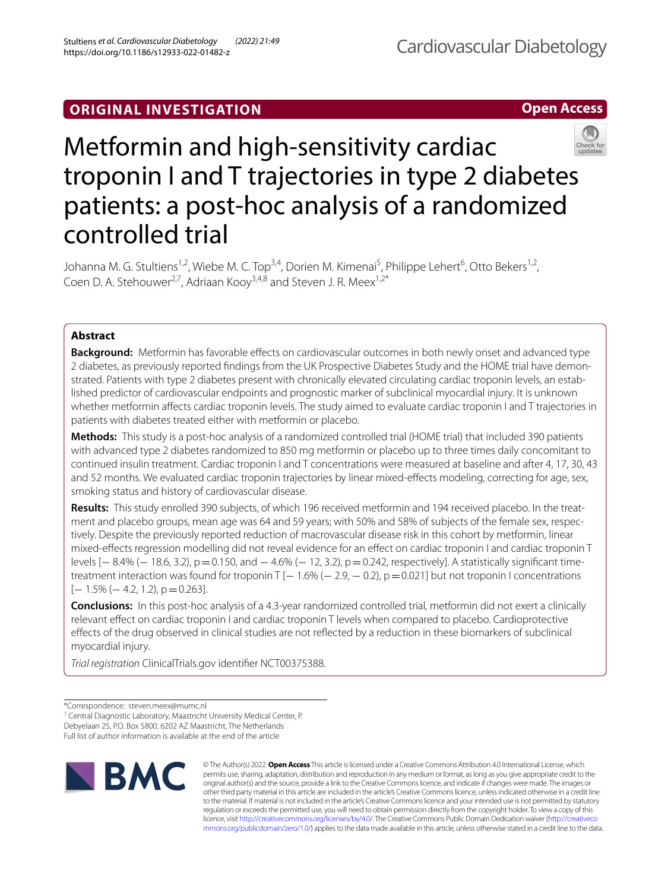ORIGINAL INVESTIGATION

Open Access

# Metformin and high-sensitivity cardiac troponin I and T trajectories in type 2 diabetes patients: a post-hoc analysis of a randomized controlled trial

Johanna M. G. Stultiens[1,2], Wiebe M. C. Top[3,4], Dorien M. Kimenai[5], Philippe Lehert[6], Otto Bekers[1,2], Coen D. A. Stehouwer[2,7], Adriaan Kooy[3,4,8] and Steven J. R. Meex[1,2*]

## Abstract

**Background:** Metformin has favorable effects on cardiovascular outcomes in both newly onset and advanced type 2 diabetes, as previously reported findings from the UK Prospective Diabetes Study and the HOME trial have demonstrated. Patients with type 2 diabetes present with chronically elevated circulating cardiac troponin levels, an established predictor of cardiovascular endpoints and prognostic marker of subclinical myocardial injury. It is unknown whether metformin affects cardiac troponin levels. The study aimed to evaluate cardiac troponin I and T trajectories in patients with diabetes treated either with metformin or placebo.

**Methods:** This study is a post-hoc analysis of a randomized controlled trial (HOME trial) that included 390 patients with advanced type 2 diabetes randomized to 850 mg metformin or placebo up to three times daily concomitant to continued insulin treatment. Cardiac troponin I and T concentrations were measured at baseline and after 4, 17, 30, 43 and 52 months. We evaluated cardiac troponin trajectories by linear mixed-effects modeling, correcting for age, sex, smoking status and history of cardiovascular disease.

**Results:** This study enrolled 390 subjects, of which 196 received metformin and 194 received placebo. In the treatment and placebo groups, mean age was 64 and 59 years; with 50% and 58% of subjects of the female sex, respectively. Despite the previously reported reduction of macrovascular disease risk in this cohort by metformin, linear mixed-effects regression modelling did not reveal evidence for an effect on cardiac troponin I and cardiac troponin T levels [− 8.4% (− 18.6, 3.2), p = 0.150, and − 4.6% (− 12, 3.2), p = 0.242, respectively]. A statistically significant time-treatment interaction was found for troponin T [− 1.6% (− 2.9, − 0.2), p = 0.021] but not troponin I concentrations [− 1.5% (− 4.2, 1.2), p = 0.263].

**Conclusions:** In this post-hoc analysis of a 4.3-year randomized controlled trial, metformin did not exert a clinically relevant effect on cardiac troponin I and cardiac troponin T levels when compared to placebo. Cardioprotective effects of the drug observed in clinical studies are not reflected by a reduction in these biomarkers of subclinical myocardial injury.

*Trial registration* ClinicalTrials.gov identifier NCT00375388.

*Correspondence: steven.meex@mumc.nl
[1] Central Diagnostic Laboratory, Maastricht University Medical Center, P. Debyelaan 25, P.O. Box 5800, 6202 AZ Maastricht, The Netherlands
Full list of author information is available at the end of the article

© The Author(s) 2022. **Open Access** This article is licensed under a Creative Commons Attribution 4.0 International License, which permits use, sharing, adaptation, distribution and reproduction in any medium or format, as long as you give appropriate credit to the original author(s) and the source, provide a link to the Creative Commons licence, and indicate if changes were made. The images or other third party material in this article are included in the article's Creative Commons licence, unless indicated otherwise in a credit line to the material. If material is not included in the article's Creative Commons licence and your intended use is not permitted by statutory regulation or exceeds the permitted use, you will need to obtain permission directly from the copyright holder. To view a copy of this licence, visit http://creativecommons.org/licenses/by/4.0/. The Creative Commons Public Domain Dedication waiver (http://creativecommons.org/publicdomain/zero/1.0/) applies to the data made available in this article, unless otherwise stated in a credit line to the data.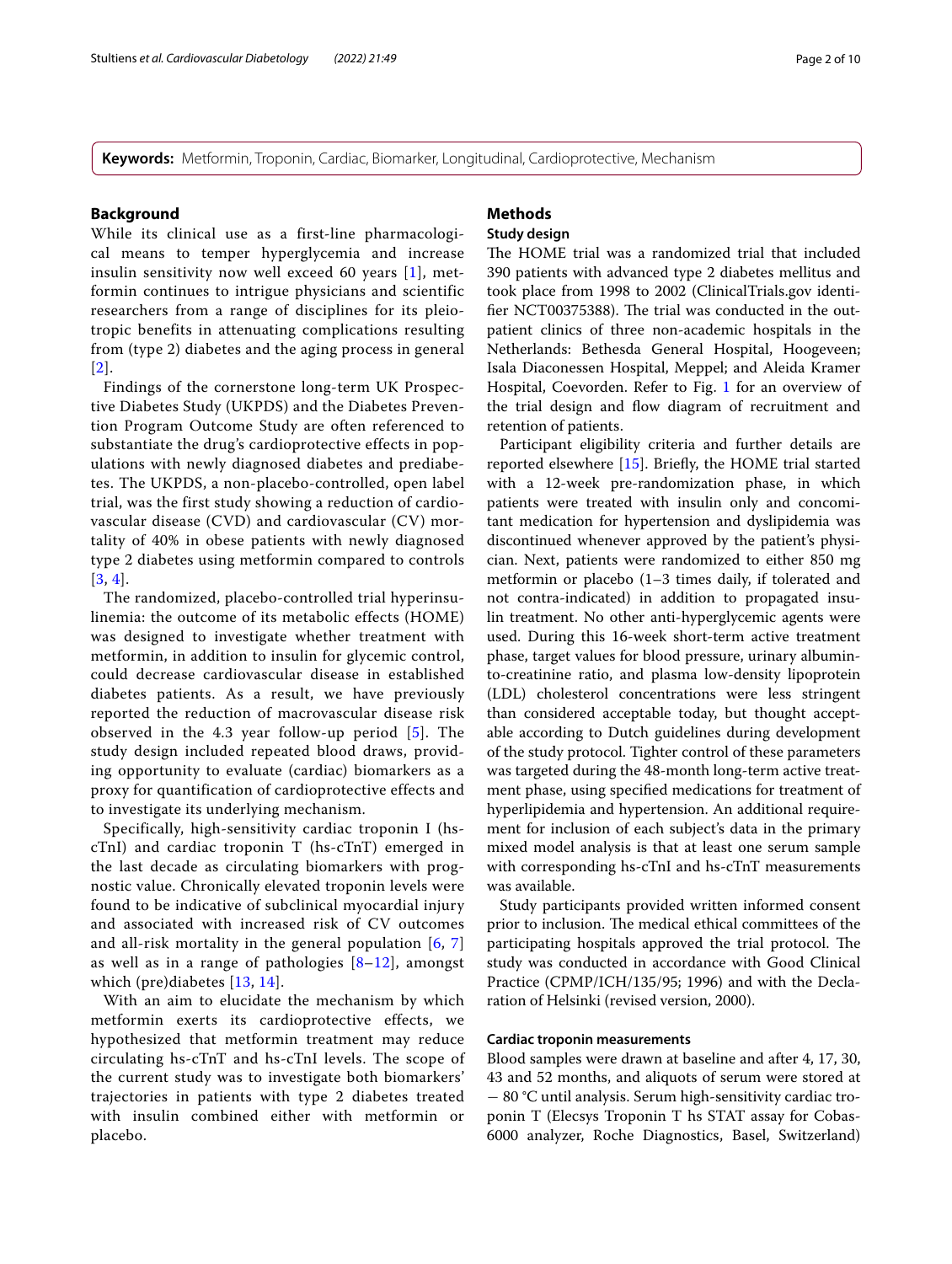**Keywords:** Metformin, Troponin, Cardiac, Biomarker, Longitudinal, Cardioprotective, Mechanism

## Background

While its clinical use as a first-line pharmacological means to temper hyperglycemia and increase insulin sensitivity now well exceed 60 years [1], metformin continues to intrigue physicians and scientific researchers from a range of disciplines for its pleiotropic benefits in attenuating complications resulting from (type 2) diabetes and the aging process in general [2].

Findings of the cornerstone long-term UK Prospective Diabetes Study (UKPDS) and the Diabetes Prevention Program Outcome Study are often referenced to substantiate the drug's cardioprotective effects in populations with newly diagnosed diabetes and prediabetes. The UKPDS, a non-placebo-controlled, open label trial, was the first study showing a reduction of cardiovascular disease (CVD) and cardiovascular (CV) mortality of 40% in obese patients with newly diagnosed type 2 diabetes using metformin compared to controls [3, 4].

The randomized, placebo-controlled trial hyperinsulinemia: the outcome of its metabolic effects (HOME) was designed to investigate whether treatment with metformin, in addition to insulin for glycemic control, could decrease cardiovascular disease in established diabetes patients. As a result, we have previously reported the reduction of macrovascular disease risk observed in the 4.3 year follow-up period [5]. The study design included repeated blood draws, providing opportunity to evaluate (cardiac) biomarkers as a proxy for quantification of cardioprotective effects and to investigate its underlying mechanism.

Specifically, high-sensitivity cardiac troponin I (hs-cTnI) and cardiac troponin T (hs-cTnT) emerged in the last decade as circulating biomarkers with prognostic value. Chronically elevated troponin levels were found to be indicative of subclinical myocardial injury and associated with increased risk of CV outcomes and all-risk mortality in the general population [6, 7] as well as in a range of pathologies [8–12], amongst which (pre)diabetes [13, 14].

With an aim to elucidate the mechanism by which metformin exerts its cardioprotective effects, we hypothesized that metformin treatment may reduce circulating hs-cTnT and hs-cTnI levels. The scope of the current study was to investigate both biomarkers' trajectories in patients with type 2 diabetes treated with insulin combined either with metformin or placebo.

## Methods

### Study design

The HOME trial was a randomized trial that included 390 patients with advanced type 2 diabetes mellitus and took place from 1998 to 2002 (ClinicalTrials.gov identifier NCT00375388). The trial was conducted in the outpatient clinics of three non-academic hospitals in the Netherlands: Bethesda General Hospital, Hoogeveen; Isala Diaconessen Hospital, Meppel; and Aleida Kramer Hospital, Coevorden. Refer to Fig. 1 for an overview of the trial design and flow diagram of recruitment and retention of patients.

Participant eligibility criteria and further details are reported elsewhere [15]. Briefly, the HOME trial started with a 12-week pre-randomization phase, in which patients were treated with insulin only and concomitant medication for hypertension and dyslipidemia was discontinued whenever approved by the patient's physician. Next, patients were randomized to either 850 mg metformin or placebo (1–3 times daily, if tolerated and not contra-indicated) in addition to propagated insulin treatment. No other anti-hyperglycemic agents were used. During this 16-week short-term active treatment phase, target values for blood pressure, urinary albumin-to-creatinine ratio, and plasma low-density lipoprotein (LDL) cholesterol concentrations were less stringent than considered acceptable today, but thought acceptable according to Dutch guidelines during development of the study protocol. Tighter control of these parameters was targeted during the 48-month long-term active treatment phase, using specified medications for treatment of hyperlipidemia and hypertension. An additional requirement for inclusion of each subject's data in the primary mixed model analysis is that at least one serum sample with corresponding hs-cTnI and hs-cTnT measurements was available.

Study participants provided written informed consent prior to inclusion. The medical ethical committees of the participating hospitals approved the trial protocol. The study was conducted in accordance with Good Clinical Practice (CPMP/ICH/135/95; 1996) and with the Declaration of Helsinki (revised version, 2000).

### Cardiac troponin measurements

Blood samples were drawn at baseline and after 4, 17, 30, 43 and 52 months, and aliquots of serum were stored at − 80 °C until analysis. Serum high-sensitivity cardiac troponin T (Elecsys Troponin T hs STAT assay for Cobas-6000 analyzer, Roche Diagnostics, Basel, Switzerland)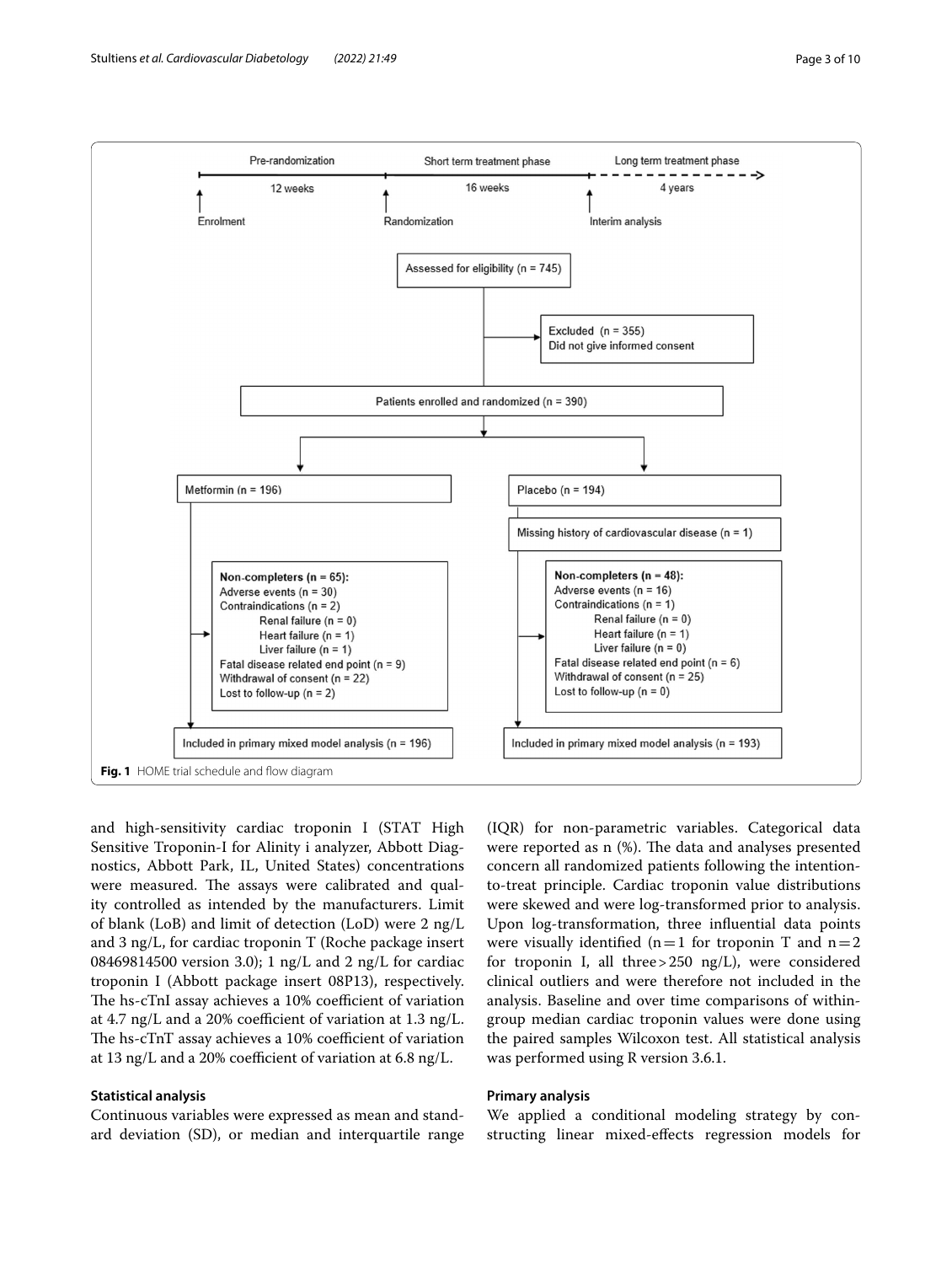Fig. 1 HOME trial schedule and flow diagram

and high-sensitivity cardiac troponin I (STAT High Sensitive Troponin-I for Alinity i analyzer, Abbott Diagnostics, Abbott Park, IL, United States) concentrations were measured. The assays were calibrated and quality controlled as intended by the manufacturers. Limit of blank (LoB) and limit of detection (LoD) were 2 ng/L and 3 ng/L, for cardiac troponin T (Roche package insert 08469814500 version 3.0); 1 ng/L and 2 ng/L for cardiac troponin I (Abbott package insert 08P13), respectively. The hs-cTnI assay achieves a 10% coefficient of variation at 4.7 ng/L and a 20% coefficient of variation at 1.3 ng/L. The hs-cTnT assay achieves a 10% coefficient of variation at 13 ng/L and a 20% coefficient of variation at 6.8 ng/L.

### Statistical analysis

Continuous variables were expressed as mean and standard deviation (SD), or median and interquartile range (IQR) for non-parametric variables. Categorical data were reported as n (%). The data and analyses presented concern all randomized patients following the intention-to-treat principle. Cardiac troponin value distributions were skewed and were log-transformed prior to analysis. Upon log-transformation, three influential data points were visually identified ($n = 1$ for troponin T and $n = 2$ for troponin I, all three > 250 ng/L), were considered clinical outliers and were therefore not included in the analysis. Baseline and over time comparisons of within-group median cardiac troponin values were done using the paired samples Wilcoxon test. All statistical analysis was performed using R version 3.6.1.

### Primary analysis

We applied a conditional modeling strategy by constructing linear mixed-effects regression models for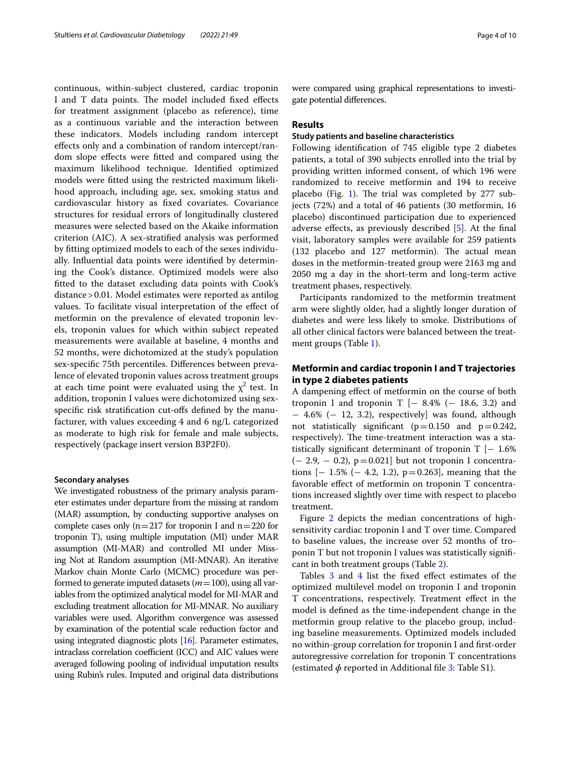continuous, within-subject clustered, cardiac troponin I and T data points. The model included fixed effects for treatment assignment (placebo as reference), time as a continuous variable and the interaction between these indicators. Models including random intercept effects only and a combination of random intercept/random slope effects were fitted and compared using the maximum likelihood technique. Identified optimized models were fitted using the restricted maximum likelihood approach, including age, sex, smoking status and cardiovascular history as fixed covariates. Covariance structures for residual errors of longitudinally clustered measures were selected based on the Akaike information criterion (AIC). A sex-stratified analysis was performed by fitting optimized models to each of the sexes individually. Influential data points were identified by determining the Cook's distance. Optimized models were also fitted to the dataset excluding data points with Cook's distance > 0.01. Model estimates were reported as antilog values. To facilitate visual interpretation of the effect of metformin on the prevalence of elevated troponin levels, troponin values for which within subject repeated measurements were available at baseline, 4 months and 52 months, were dichotomized at the study's population sex-specific 75th percentiles. Differences between prevalence of elevated troponin values across treatment groups at each time point were evaluated using the $\chi^2$ test. In addition, troponin I values were dichotomized using sex-specific risk stratification cut-offs defined by the manufacturer, with values exceeding 4 and 6 ng/L categorized as moderate to high risk for female and male subjects, respectively (package insert version B3P2F0).

#### Secondary analyses

We investigated robustness of the primary analysis parameter estimates under departure from the missing at random (MAR) assumption, by conducting supportive analyses on complete cases only (n = 217 for troponin I and n = 220 for troponin T), using multiple imputation (MI) under MAR assumption (MI-MAR) and controlled MI under Missing Not at Random assumption (MI-MNAR). An iterative Markov chain Monte Carlo (MCMC) procedure was performed to generate imputed datasets ($m = 100$), using all variables from the optimized analytical model for MI-MAR and excluding treatment allocation for MI-MNAR. No auxiliary variables were used. Algorithm convergence was assessed by examination of the potential scale reduction factor and using integrated diagnostic plots [16]. Parameter estimates, intraclass correlation coefficient (ICC) and AIC values were averaged following pooling of individual imputation results using Rubin's rules. Imputed and original data distributions were compared using graphical representations to investigate potential differences.

## Results

#### Study patients and baseline characteristics

Following identification of 745 eligible type 2 diabetes patients, a total of 390 subjects enrolled into the trial by providing written informed consent, of which 196 were randomized to receive metformin and 194 to receive placebo (Fig. 1). The trial was completed by 277 subjects (72%) and a total of 46 patients (30 metformin, 16 placebo) discontinued participation due to experienced adverse effects, as previously described [5]. At the final visit, laboratory samples were available for 259 patients (132 placebo and 127 metformin). The actual mean doses in the metformin-treated group were 2163 mg and 2050 mg a day in the short-term and long-term active treatment phases, respectively.

Participants randomized to the metformin treatment arm were slightly older, had a slightly longer duration of diabetes and were less likely to smoke. Distributions of all other clinical factors were balanced between the treatment groups (Table 1).

### Metformin and cardiac troponin I and T trajectories in type 2 diabetes patients

A dampening effect of metformin on the course of both troponin I and troponin T [− 8.4% (− 18.6, 3.2) and − 4.6% (− 12, 3.2), respectively] was found, although not statistically significant ($p = 0.150$ and $p = 0.242$, respectively). The time-treatment interaction was a statistically significant determinant of troponin T [− 1.6% (− 2.9, − 0.2), $p = 0.021$] but not troponin I concentrations [− 1.5% (− 4.2, 1.2), $p = 0.263$], meaning that the favorable effect of metformin on troponin T concentrations increased slightly over time with respect to placebo treatment.

Figure 2 depicts the median concentrations of high-sensitivity cardiac troponin I and T over time. Compared to baseline values, the increase over 52 months of troponin T but not troponin I values was statistically significant in both treatment groups (Table 2).

Tables 3 and 4 list the fixed effect estimates of the optimized multilevel model on troponin I and troponin T concentrations, respectively. Treatment effect in the model is defined as the time-independent change in the metformin group relative to the placebo group, including baseline measurements. Optimized models included no within-group correlation for troponin I and first-order autoregressive correlation for troponin T concentrations (estimated $\phi$ reported in Additional file 3: Table S1).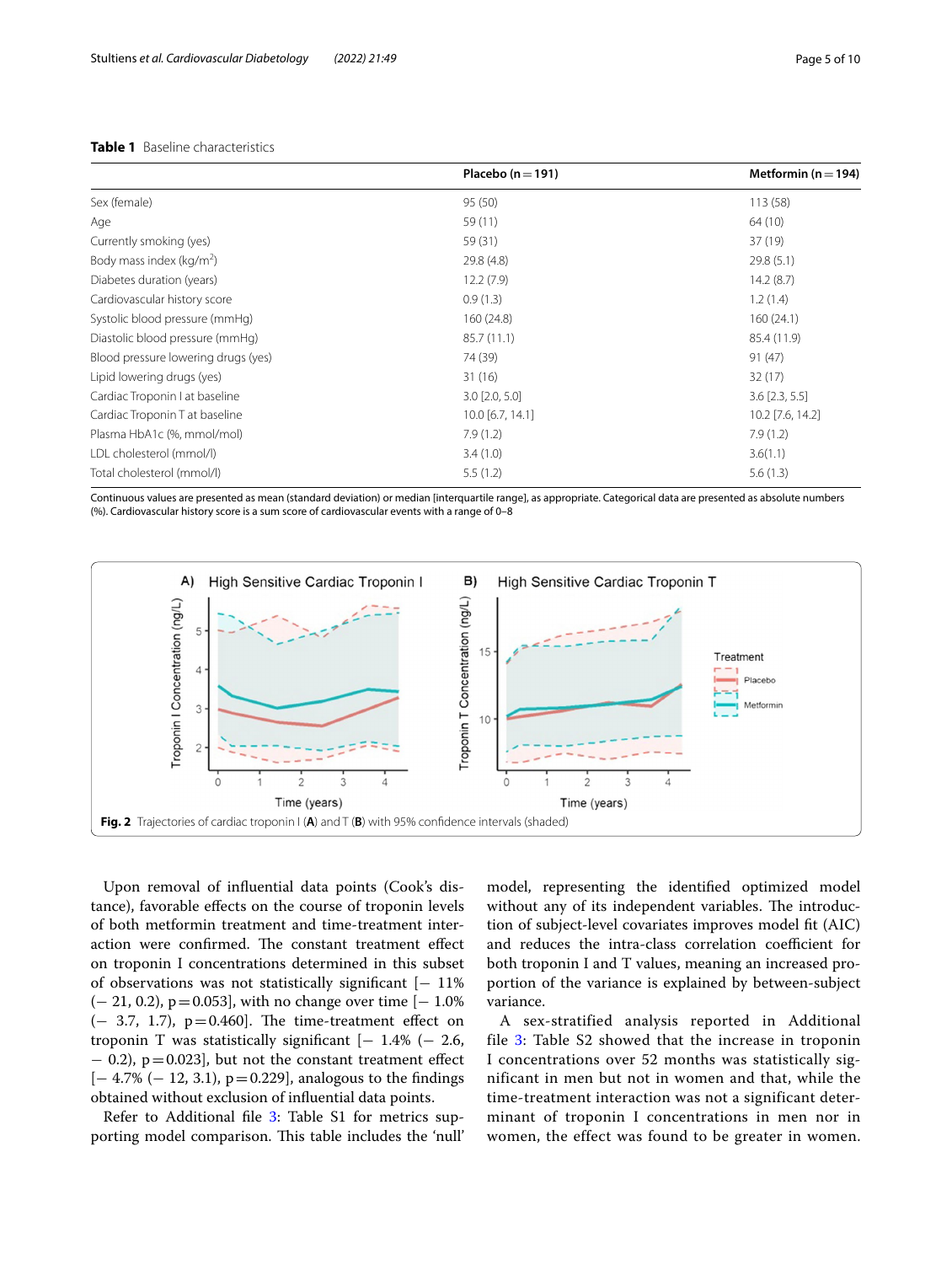**Table 1** Baseline characteristics

| | Placebo (n = 191) | Metformin (n = 194) |
|---|---|---|
| Sex (female) | 95 (50) | 113 (58) |
| Age | 59 (11) | 64 (10) |
| Currently smoking (yes) | 59 (31) | 37 (19) |
| Body mass index (kg/m$^2$) | 29.8 (4.8) | 29.8 (5.1) |
| Diabetes duration (years) | 12.2 (7.9) | 14.2 (8.7) |
| Cardiovascular history score | 0.9 (1.3) | 1.2 (1.4) |
| Systolic blood pressure (mmHg) | 160 (24.8) | 160 (24.1) |
| Diastolic blood pressure (mmHg) | 85.7 (11.1) | 85.4 (11.9) |
| Blood pressure lowering drugs (yes) | 74 (39) | 91 (47) |
| Lipid lowering drugs (yes) | 31 (16) | 32 (17) |
| Cardiac Troponin I at baseline | 3.0 [2.0, 5.0] | 3.6 [2.3, 5.5] |
| Cardiac Troponin T at baseline | 10.0 [6.7, 14.1] | 10.2 [7.6, 14.2] |
| Plasma HbA1c (%, mmol/mol) | 7.9 (1.2) | 7.9 (1.2) |
| LDL cholesterol (mmol/l) | 3.4 (1.0) | 3.6(1.1) |
| Total cholesterol (mmol/l) | 5.5 (1.2) | 5.6 (1.3) |

Continuous values are presented as mean (standard deviation) or median [interquartile range], as appropriate. Categorical data are presented as absolute numbers (%). Cardiovascular history score is a sum score of cardiovascular events with a range of 0–8

**Fig. 2** Trajectories of cardiac troponin I (**A**) and T (**B**) with 95% confidence intervals (shaded)

Upon removal of influential data points (Cook's distance), favorable effects on the course of troponin levels of both metformin treatment and time-treatment interaction were confirmed. The constant treatment effect on troponin I concentrations determined in this subset of observations was not statistically significant [− 11% (− 21, 0.2), p = 0.053], with no change over time [− 1.0% (− 3.7, 1.7), p = 0.460]. The time-treatment effect on troponin T was statistically significant [− 1.4% (− 2.6, − 0.2), p = 0.023], but not the constant treatment effect [− 4.7% (− 12, 3.1), p = 0.229], analogous to the findings obtained without exclusion of influential data points.

Refer to Additional file 3: Table S1 for metrics supporting model comparison. This table includes the 'null' model, representing the identified optimized model without any of its independent variables. The introduction of subject-level covariates improves model fit (AIC) and reduces the intra-class correlation coefficient for both troponin I and T values, meaning an increased proportion of the variance is explained by between-subject variance.

A sex-stratified analysis reported in Additional file 3: Table S2 showed that the increase in troponin I concentrations over 52 months was statistically significant in men but not in women and that, while the time-treatment interaction was not a significant determinant of troponin I concentrations in men nor in women, the effect was found to be greater in women.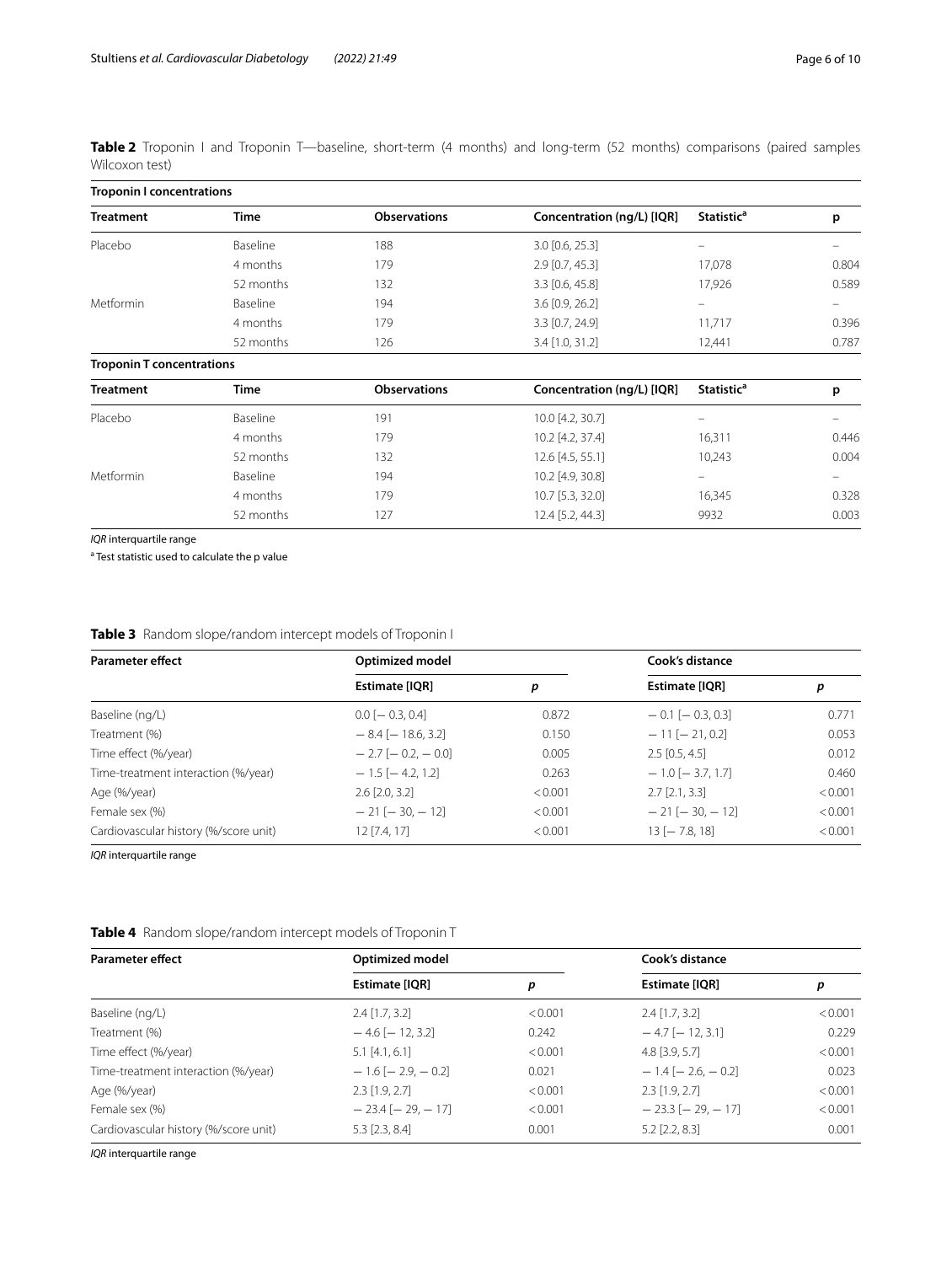**Table 2** Troponin I and Troponin T—baseline, short-term (4 months) and long-term (52 months) comparisons (paired samples Wilcoxon test)

| **Troponin I concentrations** | | | | | |
|---|---|---|---|---|---|
| **Treatment** | **Time** | **Observations** | **Concentration (ng/L) [IQR]** | **Statistic[a]** | **p** |
| Placebo | Baseline | 188 | 3.0 [0.6, 25.3] | – | – |
| | 4 months | 179 | 2.9 [0.7, 45.3] | 17,078 | 0.804 |
| | 52 months | 132 | 3.3 [0.6, 45.8] | 17,926 | 0.589 |
| Metformin | Baseline | 194 | 3.6 [0.9, 26.2] | – | – |
| | 4 months | 179 | 3.3 [0.7, 24.9] | 11,717 | 0.396 |
| | 52 months | 126 | 3.4 [1.0, 31.2] | 12,441 | 0.787 |
| **Troponin T concentrations** | | | | | |
| **Treatment** | **Time** | **Observations** | **Concentration (ng/L) [IQR]** | **Statistic[a]** | **p** |
| Placebo | Baseline | 191 | 10.0 [4.2, 30.7] | – | – |
| | 4 months | 179 | 10.2 [4.2, 37.4] | 16,311 | 0.446 |
| | 52 months | 132 | 12.6 [4.5, 55.1] | 10,243 | 0.004 |
| Metformin | Baseline | 194 | 10.2 [4.9, 30.8] | – | – |
| | 4 months | 179 | 10.7 [5.3, 32.0] | 16,345 | 0.328 |
| | 52 months | 127 | 12.4 [5.2, 44.3] | 9932 | 0.003 |

*IQR* interquartile range

[a] Test statistic used to calculate the p value

**Table 3** Random slope/random intercept models of Troponin I

| Parameter effect | Optimized model | | Cook's distance | |
|---|---|---|---|---|
| | Estimate [IQR] | *p* | Estimate [IQR] | *p* |
| Baseline (ng/L) | 0.0 [− 0.3, 0.4] | 0.872 | − 0.1 [− 0.3, 0.3] | 0.771 |
| Treatment (%) | − 8.4 [− 18.6, 3.2] | 0.150 | − 11 [− 21, 0.2] | 0.053 |
| Time effect (%/year) | − 2.7 [− 0.2, − 0.0] | 0.005 | 2.5 [0.5, 4.5] | 0.012 |
| Time-treatment interaction (%/year) | − 1.5 [− 4.2, 1.2] | 0.263 | − 1.0 [− 3.7, 1.7] | 0.460 |
| Age (%/year) | 2.6 [2.0, 3.2] | < 0.001 | 2.7 [2.1, 3.3] | < 0.001 |
| Female sex (%) | − 21 [− 30, − 12] | < 0.001 | − 21 [− 30, − 12] | < 0.001 |
| Cardiovascular history (%/score unit) | 12 [7.4, 17] | < 0.001 | 13 [− 7.8, 18] | < 0.001 |

*IQR* interquartile range

**Table 4** Random slope/random intercept models of Troponin T

| Parameter effect | Optimized model | | Cook's distance | |
|---|---|---|---|---|
| | Estimate [IQR] | *p* | Estimate [IQR] | *p* |
| Baseline (ng/L) | 2.4 [1.7, 3.2] | < 0.001 | 2.4 [1.7, 3.2] | < 0.001 |
| Treatment (%) | − 4.6 [− 12, 3.2] | 0.242 | − 4.7 [− 12, 3.1] | 0.229 |
| Time effect (%/year) | 5.1 [4.1, 6.1] | < 0.001 | 4.8 [3.9, 5.7] | < 0.001 |
| Time-treatment interaction (%/year) | − 1.6 [− 2.9, − 0.2] | 0.021 | − 1.4 [− 2.6, − 0.2] | 0.023 |
| Age (%/year) | 2.3 [1.9, 2.7] | < 0.001 | 2.3 [1.9, 2.7] | < 0.001 |
| Female sex (%) | − 23.4 [− 29, − 17] | < 0.001 | − 23.3 [− 29, − 17] | < 0.001 |
| Cardiovascular history (%/score unit) | 5.3 [2.3, 8.4] | 0.001 | 5.2 [2.2, 8.3] | 0.001 |

*IQR* interquartile range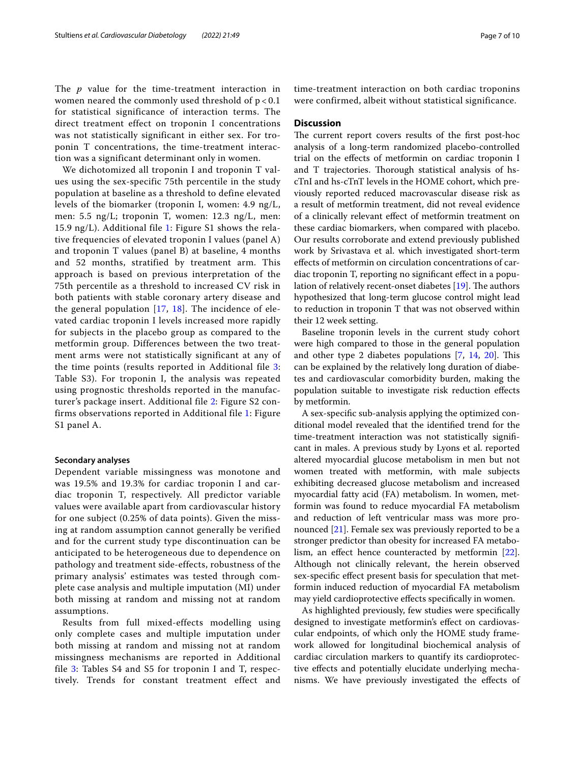The $p$ value for the time-treatment interaction in women neared the commonly used threshold of $p < 0.1$ for statistical significance of interaction terms. The direct treatment effect on troponin I concentrations was not statistically significant in either sex. For troponin T concentrations, the time-treatment interaction was a significant determinant only in women.

We dichotomized all troponin I and troponin T values using the sex-specific 75th percentile in the study population at baseline as a threshold to define elevated levels of the biomarker (troponin I, women: 4.9 ng/L, men: 5.5 ng/L; troponin T, women: 12.3 ng/L, men: 15.9 ng/L). Additional file 1: Figure S1 shows the relative frequencies of elevated troponin I values (panel A) and troponin T values (panel B) at baseline, 4 months and 52 months, stratified by treatment arm. This approach is based on previous interpretation of the 75th percentile as a threshold to increased CV risk in both patients with stable coronary artery disease and the general population [17, 18]. The incidence of elevated cardiac troponin I levels increased more rapidly for subjects in the placebo group as compared to the metformin group. Differences between the two treatment arms were not statistically significant at any of the time points (results reported in Additional file 3: Table S3). For troponin I, the analysis was repeated using prognostic thresholds reported in the manufacturer's package insert. Additional file 2: Figure S2 confirms observations reported in Additional file 1: Figure S1 panel A.

### Secondary analyses

Dependent variable missingness was monotone and was 19.5% and 19.3% for cardiac troponin I and cardiac troponin T, respectively. All predictor variable values were available apart from cardiovascular history for one subject (0.25% of data points). Given the missing at random assumption cannot generally be verified and for the current study type discontinuation can be anticipated to be heterogeneous due to dependence on pathology and treatment side-effects, robustness of the primary analysis' estimates was tested through complete case analysis and multiple imputation (MI) under both missing at random and missing at random assumptions.

Results from full mixed-effects modelling using only complete cases and multiple imputation under both missing at random and missing not at random missingness mechanisms are reported in Additional file 3: Tables S4 and S5 for troponin I and T, respectively. Trends for constant treatment effect and time-treatment interaction on both cardiac troponins were confirmed, albeit without statistical significance.

## Discussion

The current report covers results of the first post-hoc analysis of a long-term randomized placebo-controlled trial on the effects of metformin on cardiac troponin I and T trajectories. Thorough statistical analysis of hs-cTnI and hs-cTnT levels in the HOME cohort, which previously reported reduced macrovascular disease risk as a result of metformin treatment, did not reveal evidence of a clinically relevant effect of metformin treatment on these cardiac biomarkers, when compared with placebo. Our results corroborate and extend previously published work by Srivastava et al. which investigated short-term effects of metformin on circulation concentrations of cardiac troponin T, reporting no significant effect in a population of relatively recent-onset diabetes [19]. The authors hypothesized that long-term glucose control might lead to reduction in troponin T that was not observed within their 12 week setting.

Baseline troponin levels in the current study cohort were high compared to those in the general population and other type 2 diabetes populations [7, 14, 20]. This can be explained by the relatively long duration of diabetes and cardiovascular comorbidity burden, making the population suitable to investigate risk reduction effects by metformin.

A sex-specific sub-analysis applying the optimized conditional model revealed that the identified trend for the time-treatment interaction was not statistically significant in males. A previous study by Lyons et al. reported altered myocardial glucose metabolism in men but not women treated with metformin, with male subjects exhibiting decreased glucose metabolism and increased myocardial fatty acid (FA) metabolism. In women, metformin was found to reduce myocardial FA metabolism and reduction of left ventricular mass was more pronounced [21]. Female sex was previously reported to be a stronger predictor than obesity for increased FA metabolism, an effect hence counteracted by metformin [22]. Although not clinically relevant, the herein observed sex-specific effect present basis for speculation that metformin induced reduction of myocardial FA metabolism may yield cardioprotective effects specifically in women.

As highlighted previously, few studies were specifically designed to investigate metformin's effect on cardiovascular endpoints, of which only the HOME study framework allowed for longitudinal biochemical analysis of cardiac circulation markers to quantify its cardioprotective effects and potentially elucidate underlying mechanisms. We have previously investigated the effects of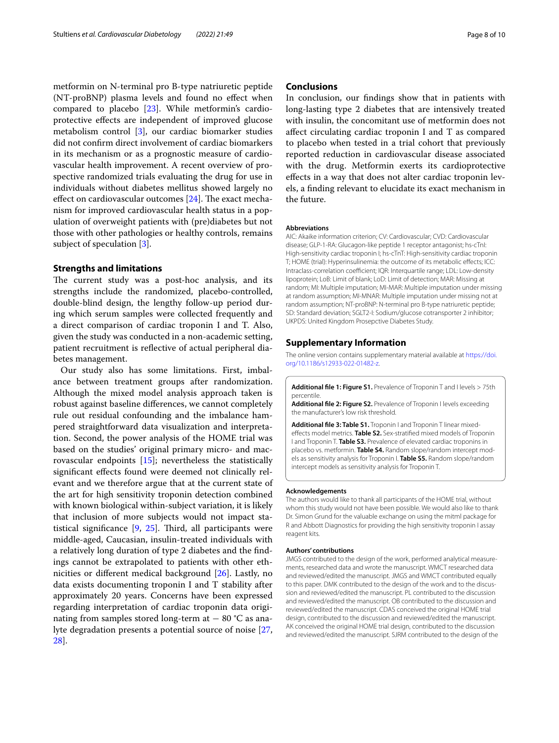metformin on N-terminal pro B-type natriuretic peptide (NT-proBNP) plasma levels and found no effect when compared to placebo [23]. While metformin's cardioprotective effects are independent of improved glucose metabolism control [3], our cardiac biomarker studies did not confirm direct involvement of cardiac biomarkers in its mechanism or as a prognostic measure of cardiovascular health improvement. A recent overview of prospective randomized trials evaluating the drug for use in individuals without diabetes mellitus showed largely no effect on cardiovascular outcomes [24]. The exact mechanism for improved cardiovascular health status in a population of overweight patients with (pre)diabetes but not those with other pathologies or healthy controls, remains subject of speculation [3].

### Strengths and limitations

The current study was a post-hoc analysis, and its strengths include the randomized, placebo-controlled, double-blind design, the lengthy follow-up period during which serum samples were collected frequently and a direct comparison of cardiac troponin I and T. Also, given the study was conducted in a non-academic setting, patient recruitment is reflective of actual peripheral diabetes management.

Our study also has some limitations. First, imbalance between treatment groups after randomization. Although the mixed model analysis approach taken is robust against baseline differences, we cannot completely rule out residual confounding and the imbalance hampered straightforward data visualization and interpretation. Second, the power analysis of the HOME trial was based on the studies' original primary micro- and macrovascular endpoints [15]; nevertheless the statistically significant effects found were deemed not clinically relevant and we therefore argue that at the current state of the art for high sensitivity troponin detection combined with known biological within-subject variation, it is likely that inclusion of more subjects would not impact statistical significance [9, 25]. Third, all participants were middle-aged, Caucasian, insulin-treated individuals with a relatively long duration of type 2 diabetes and the findings cannot be extrapolated to patients with other ethnicities or different medical background [26]. Lastly, no data exists documenting troponin I and T stability after approximately 20 years. Concerns have been expressed regarding interpretation of cardiac troponin data originating from samples stored long-term at − 80 °C as analyte degradation presents a potential source of noise [27, 28].

## Conclusions

In conclusion, our findings show that in patients with long-lasting type 2 diabetes that are intensively treated with insulin, the concomitant use of metformin does not affect circulating cardiac troponin I and T as compared to placebo when tested in a trial cohort that previously reported reduction in cardiovascular disease associated with the drug. Metformin exerts its cardioprotective effects in a way that does not alter cardiac troponin levels, a finding relevant to elucidate its exact mechanism in the future.

#### Abbreviations

AIC: Akaike information criterion; CV: Cardiovascular; CVD: Cardiovascular disease; GLP-1-RA: Glucagon-like peptide 1 receptor antagonist; hs-cTnI: High-sensitivity cardiac troponin I; hs-cTnT: High-sensitivity cardiac troponin T; HOME (trial): Hyperinsulinemia: the outcome of its metabolic effects; ICC: Intraclass-correlation coefficient; IQR: Interquartile range; LDL: Low-density lipoprotein; LoB: Limit of blank; LoD: Limit of detection; MAR: Missing at random; MI: Multiple imputation; MI-MAR: Multiple imputation under missing at random assumption; MI-MNAR: Multiple imputation under missing not at random assumption; NT-proBNP: N-terminal pro B-type natriuretic peptide; SD: Standard deviation; SGLT2-I: Sodium/glucose cotransporter 2 inhibitor; UKPDS: United Kingdom Prosepctive Diabetes Study.

## Supplementary Information

The online version contains supplementary material available at https://doi.org/10.1186/s12933-022-01482-z.

**Additional file 1: Figure S1.** Prevalence of Troponin T and I levels > 75th percentile.

**Additional file 2: Figure S2.** Prevalence of Troponin I levels exceeding the manufacturer's low risk threshold.

**Additional file 3: Table S1.** Troponin I and Troponin T linear mixed-effects model metrics. **Table S2.** Sex-stratified mixed models of Troponin I and Troponin T. **Table S3.** Prevalence of elevated cardiac troponins in placebo vs. metformin. **Table S4.** Random slope/random intercept models as sensitivity analysis for Troponin I. **Table S5.** Random slope/random intercept models as sensitivity analysis for Troponin T.

#### Acknowledgements

The authors would like to thank all participants of the HOME trial, without whom this study would not have been possible. We would also like to thank Dr. Simon Grund for the valuable exchange on using the mitml package for R and Abbott Diagnostics for providing the high sensitivity troponin I assay reagent kits.

#### Authors' contributions

JMGS contributed to the design of the work, performed analytical measurements, researched data and wrote the manuscript. WMCT researched data and reviewed/edited the manuscript. JMGS and WMCT contributed equally to this paper. DMK contributed to the design of the work and to the discussion and reviewed/edited the manuscript. PL contributed to the discussion and reviewed/edited the manuscript. OB contributed to the discussion and reviewed/edited the manuscript. CDAS conceived the original HOME trial design, contributed to the discussion and reviewed/edited the manuscript. AK conceived the original HOME trial design, contributed to the discussion and reviewed/edited the manuscript. SJRM contributed to the design of the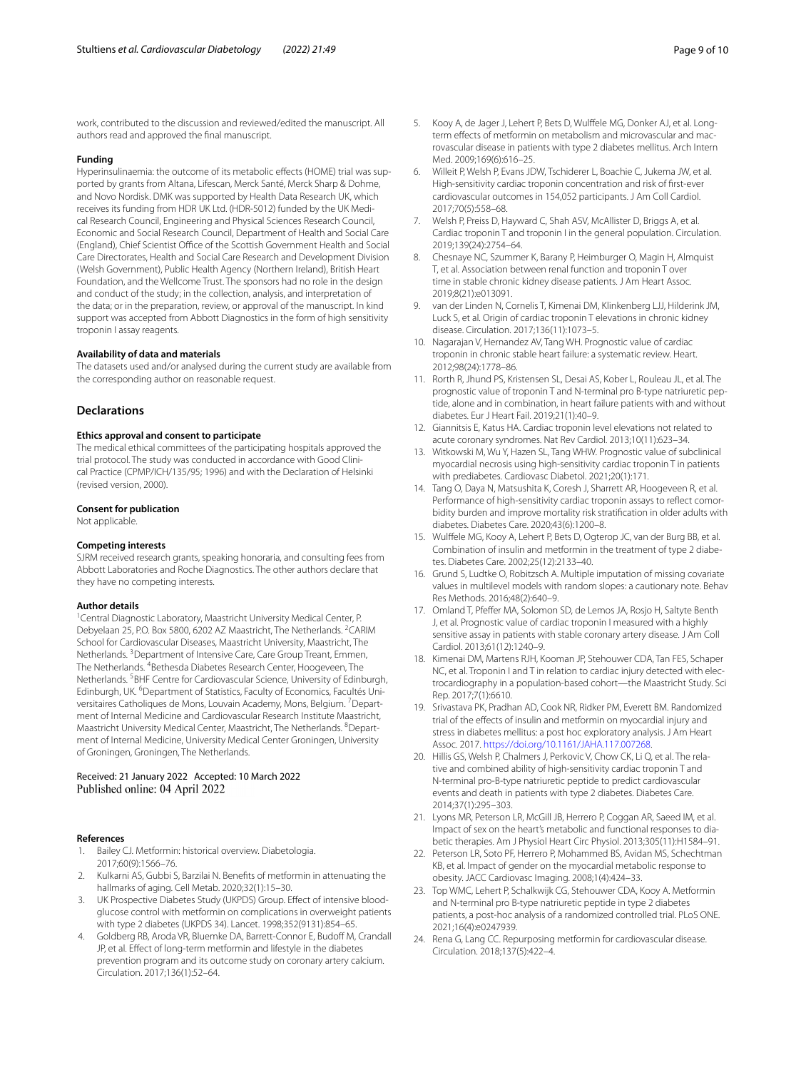work, contributed to the discussion and reviewed/edited the manuscript. All authors read and approved the final manuscript.

#### Funding

Hyperinsulinaemia: the outcome of its metabolic effects (HOME) trial was supported by grants from Altana, Lifescan, Merck Santé, Merck Sharp & Dohme, and Novo Nordisk. DMK was supported by Health Data Research UK, which receives its funding from HDR UK Ltd. (HDR-5012) funded by the UK Medical Research Council, Engineering and Physical Sciences Research Council, Economic and Social Research Council, Department of Health and Social Care (England), Chief Scientist Office of the Scottish Government Health and Social Care Directorates, Health and Social Care Research and Development Division (Welsh Government), Public Health Agency (Northern Ireland), British Heart Foundation, and the Wellcome Trust. The sponsors had no role in the design and conduct of the study; in the collection, analysis, and interpretation of the data; or in the preparation, review, or approval of the manuscript. In kind support was accepted from Abbott Diagnostics in the form of high sensitivity troponin I assay reagents.

#### Availability of data and materials

The datasets used and/or analysed during the current study are available from the corresponding author on reasonable request.

## Declarations

#### Ethics approval and consent to participate

The medical ethical committees of the participating hospitals approved the trial protocol. The study was conducted in accordance with Good Clinical Practice (CPMP/ICH/135/95; 1996) and with the Declaration of Helsinki (revised version, 2000).

#### Consent for publication

Not applicable.

#### Competing interests

SJRM received research grants, speaking honoraria, and consulting fees from Abbott Laboratories and Roche Diagnostics. The other authors declare that they have no competing interests.

#### Author details

[1]Central Diagnostic Laboratory, Maastricht University Medical Center, P. Debyelaan 25, P.O. Box 5800, 6202 AZ Maastricht, The Netherlands. [2]CARIM School for Cardiovascular Diseases, Maastricht University, Maastricht, The Netherlands. [3]Department of Intensive Care, Care Group Treant, Emmen, The Netherlands. [4]Bethesda Diabetes Research Center, Hoogeveen, The Netherlands. [5]BHF Centre for Cardiovascular Science, University of Edinburgh, Edinburgh, UK. [6]Department of Statistics, Faculty of Economics, Facultés Universitaires Catholiques de Mons, Louvain Academy, Mons, Belgium. [7]Department of Internal Medicine and Cardiovascular Research Institute Maastricht, Maastricht University Medical Center, Maastricht, The Netherlands. [8]Department of Internal Medicine, University Medical Center Groningen, University of Groningen, Groningen, The Netherlands.

Received: 21 January 2022 Accepted: 10 March 2022
Published online: 04 April 2022

#### References

1. Bailey CJ. Metformin: historical overview. Diabetologia. 2017;60(9):1566–76.
2. Kulkarni AS, Gubbi S, Barzilai N. Benefits of metformin in attenuating the hallmarks of aging. Cell Metab. 2020;32(1):15–30.
3. UK Prospective Diabetes Study (UKPDS) Group. Effect of intensive blood-glucose control with metformin on complications in overweight patients with type 2 diabetes (UKPDS 34). Lancet. 1998;352(9131):854–65.
4. Goldberg RB, Aroda VR, Bluemke DA, Barrett-Connor E, Budoff M, Crandall JP, et al. Effect of long-term metformin and lifestyle in the diabetes prevention program and its outcome study on coronary artery calcium. Circulation. 2017;136(1):52–64.
5. Kooy A, de Jager J, Lehert P, Bets D, Wulffele MG, Donker AJ, et al. Long-term effects of metformin on metabolism and microvascular and macrovascular disease in patients with type 2 diabetes mellitus. Arch Intern Med. 2009;169(6):616–25.
6. Willeit P, Welsh P, Evans JDW, Tschiderer L, Boachie C, Jukema JW, et al. High-sensitivity cardiac troponin concentration and risk of first-ever cardiovascular outcomes in 154,052 participants. J Am Coll Cardiol. 2017;70(5):558–68.
7. Welsh P, Preiss D, Hayward C, Shah ASV, McAllister D, Briggs A, et al. Cardiac troponin T and troponin I in the general population. Circulation. 2019;139(24):2754–64.
8. Chesnaye NC, Szummer K, Barany P, Heimburger O, Magin H, Almquist T, et al. Association between renal function and troponin T over time in stable chronic kidney disease patients. J Am Heart Assoc. 2019;8(21):e013091.
9. van der Linden N, Cornelis T, Kimenai DM, Klinkenberg LJJ, Hilderink JM, Luck S, et al. Origin of cardiac troponin T elevations in chronic kidney disease. Circulation. 2017;136(11):1073–5.
10. Nagarajan V, Hernandez AV, Tang WH. Prognostic value of cardiac troponin in chronic stable heart failure: a systematic review. Heart. 2012;98(24):1778–86.
11. Rorth R, Jhund PS, Kristensen SL, Desai AS, Kober L, Rouleau JL, et al. The prognostic value of troponin T and N-terminal pro B-type natriuretic peptide, alone and in combination, in heart failure patients with and without diabetes. Eur J Heart Fail. 2019;21(1):40–9.
12. Giannitsis E, Katus HA. Cardiac troponin level elevations not related to acute coronary syndromes. Nat Rev Cardiol. 2013;10(11):623–34.
13. Witkowski M, Wu Y, Hazen SL, Tang WHW. Prognostic value of subclinical myocardial necrosis using high-sensitivity cardiac troponin T in patients with prediabetes. Cardiovasc Diabetol. 2021;20(1):171.
14. Tang O, Daya N, Matsushita K, Coresh J, Sharrett AR, Hoogeveen R, et al. Performance of high-sensitivity cardiac troponin assays to reflect comorbidity burden and improve mortality risk stratification in older adults with diabetes. Diabetes Care. 2020;43(6):1200–8.
15. Wulffele MG, Kooy A, Lehert P, Bets D, Ogterop JC, van der Burg BB, et al. Combination of insulin and metformin in the treatment of type 2 diabetes. Diabetes Care. 2002;25(12):2133–40.
16. Grund S, Ludtke O, Robitzsch A. Multiple imputation of missing covariate values in multilevel models with random slopes: a cautionary note. Behav Res Methods. 2016;48(2):640–9.
17. Omland T, Pfeffer MA, Solomon SD, de Lemos JA, Rosjo H, Saltyte Benth J, et al. Prognostic value of cardiac troponin I measured with a highly sensitive assay in patients with stable coronary artery disease. J Am Coll Cardiol. 2013;61(12):1240–9.
18. Kimenai DM, Martens RJH, Kooman JP, Stehouwer CDA, Tan FES, Schaper NC, et al. Troponin I and T in relation to cardiac injury detected with electrocardiography in a population-based cohort—the Maastricht Study. Sci Rep. 2017;7(1):6610.
19. Srivastava PK, Pradhan AD, Cook NR, Ridker PM, Everett BM. Randomized trial of the effects of insulin and metformin on myocardial injury and stress in diabetes mellitus: a post hoc exploratory analysis. J Am Heart Assoc. 2017. https://doi.org/10.1161/JAHA.117.007268.
20. Hillis GS, Welsh P, Chalmers J, Perkovic V, Chow CK, Li Q, et al. The relative and combined ability of high-sensitivity cardiac troponin T and N-terminal pro-B-type natriuretic peptide to predict cardiovascular events and death in patients with type 2 diabetes. Diabetes Care. 2014;37(1):295–303.
21. Lyons MR, Peterson LR, McGill JB, Herrero P, Coggan AR, Saeed IM, et al. Impact of sex on the heart's metabolic and functional responses to diabetic therapies. Am J Physiol Heart Circ Physiol. 2013;305(11):H1584–91.
22. Peterson LR, Soto PF, Herrero P, Mohammed BS, Avidan MS, Schechtman KB, et al. Impact of gender on the myocardial metabolic response to obesity. JACC Cardiovasc Imaging. 2008;1(4):424–33.
23. Top WMC, Lehert P, Schalkwijk CG, Stehouwer CDA, Kooy A. Metformin and N-terminal pro B-type natriuretic peptide in type 2 diabetes patients, a post-hoc analysis of a randomized controlled trial. PLoS ONE. 2021;16(4):e0247939.
24. Rena G, Lang CC. Repurposing metformin for cardiovascular disease. Circulation. 2018;137(5):422–4.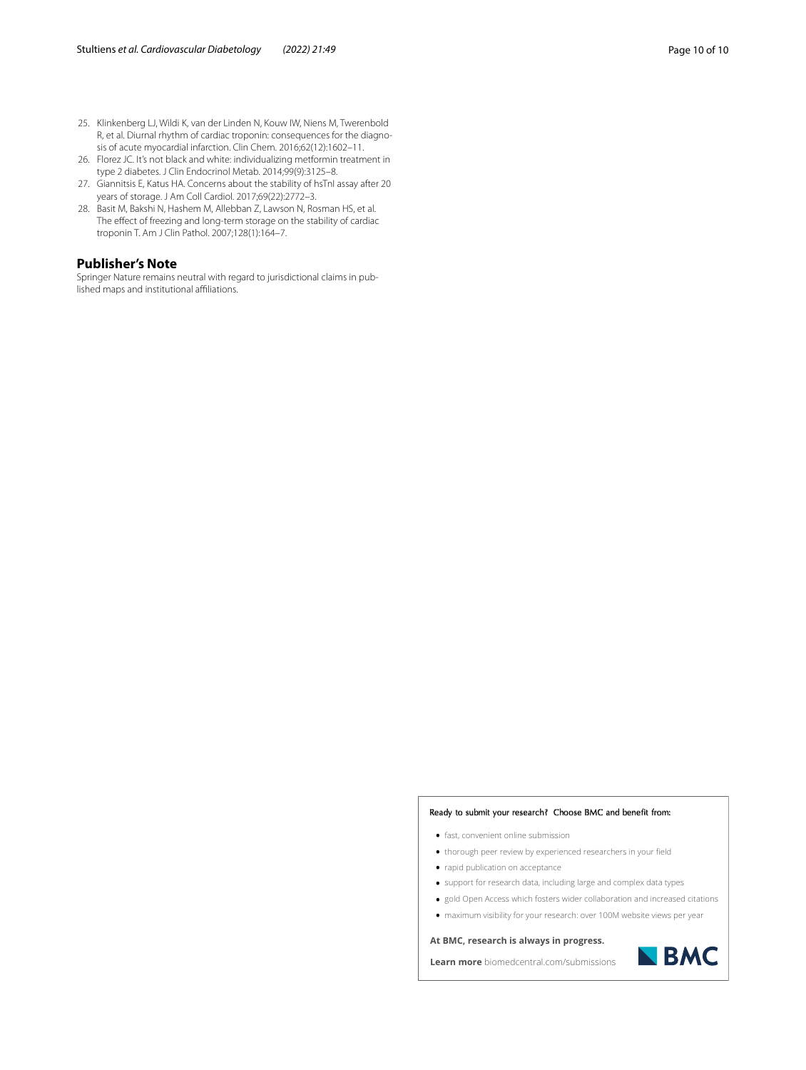25. Klinkenberg LJ, Wildi K, van der Linden N, Kouw IW, Niens M, Twerenbold R, et al. Diurnal rhythm of cardiac troponin: consequences for the diagnosis of acute myocardial infarction. Clin Chem. 2016;62(12):1602–11.
26. Florez JC. It's not black and white: individualizing metformin treatment in type 2 diabetes. J Clin Endocrinol Metab. 2014;99(9):3125–8.
27. Giannitsis E, Katus HA. Concerns about the stability of hsTnI assay after 20 years of storage. J Am Coll Cardiol. 2017;69(22):2772–3.
28. Basit M, Bakshi N, Hashem M, Allebban Z, Lawson N, Rosman HS, et al. The effect of freezing and long-term storage on the stability of cardiac troponin T. Am J Clin Pathol. 2007;128(1):164–7.

## Publisher's Note

Springer Nature remains neutral with regard to jurisdictional claims in published maps and institutional affiliations.

Ready to submit your research? Choose BMC and benefit from:

- fast, convenient online submission
- thorough peer review by experienced researchers in your field
- rapid publication on acceptance
- support for research data, including large and complex data types
- gold Open Access which fosters wider collaboration and increased citations
- maximum visibility for your research: over 100M website views per year

**At BMC, research is always in progress.**

**Learn more** biomedcentral.com/submissions

BMC